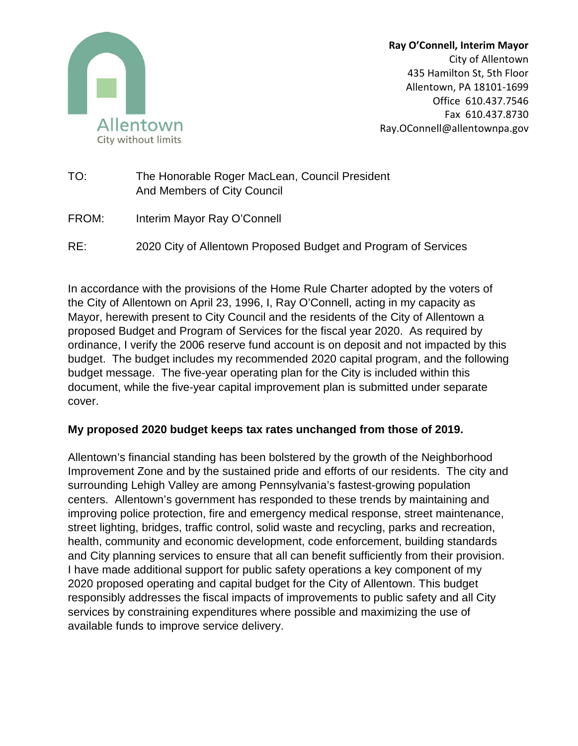Allentown
City without limits.

**Ray O'Connell, Interim Mayor**
City of Allentown
435 Hamilton St, 5th Floor
Allentown, PA 18101-1699
Office 610.437.7546
Fax 610.437.8730
Ray.OConnell@allentownpa.gov

TO: The Honorable Roger MacLean, Council President
And Members of City Council

FROM: Interim Mayor Ray O'Connell

RE: 2020 City of Allentown Proposed Budget and Program of Services

In accordance with the provisions of the Home Rule Charter adopted by the voters of the City of Allentown on April 23, 1996, I, Ray O'Connell, acting in my capacity as Mayor, herewith present to City Council and the residents of the City of Allentown a proposed Budget and Program of Services for the fiscal year 2020. As required by ordinance, I verify the 2006 reserve fund account is on deposit and not impacted by this budget. The budget includes my recommended 2020 capital program, and the following budget message. The five-year operating plan for the City is included within this document, while the five-year capital improvement plan is submitted under separate cover.

**My proposed 2020 budget keeps tax rates unchanged from those of 2019.**

Allentown's financial standing has been bolstered by the growth of the Neighborhood Improvement Zone and by the sustained pride and efforts of our residents. The city and surrounding Lehigh Valley are among Pennsylvania's fastest-growing population centers. Allentown's government has responded to these trends by maintaining and improving police protection, fire and emergency medical response, street maintenance, street lighting, bridges, traffic control, solid waste and recycling, parks and recreation, health, community and economic development, code enforcement, building standards and City planning services to ensure that all can benefit sufficiently from their provision. I have made additional support for public safety operations a key component of my 2020 proposed operating and capital budget for the City of Allentown. This budget responsibly addresses the fiscal impacts of improvements to public safety and all City services by constraining expenditures where possible and maximizing the use of available funds to improve service delivery.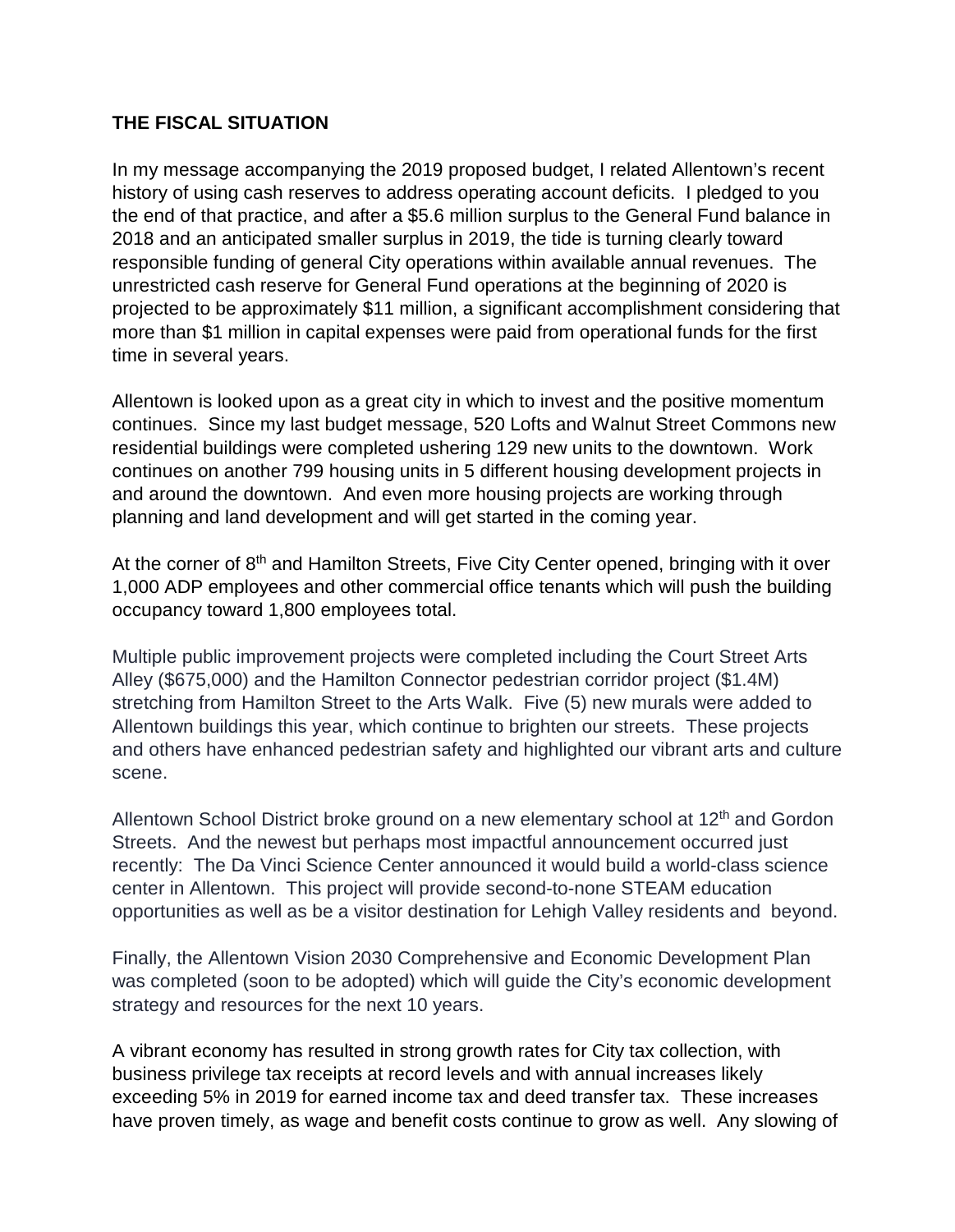**THE FISCAL SITUATION**

In my message accompanying the 2019 proposed budget, I related Allentown's recent history of using cash reserves to address operating account deficits. I pledged to you the end of that practice, and after a $5.6 million surplus to the General Fund balance in 2018 and an anticipated smaller surplus in 2019, the tide is turning clearly toward responsible funding of general City operations within available annual revenues. The unrestricted cash reserve for General Fund operations at the beginning of 2020 is projected to be approximately $11 million, a significant accomplishment considering that more than $1 million in capital expenses were paid from operational funds for the first time in several years.

Allentown is looked upon as a great city in which to invest and the positive momentum continues. Since my last budget message, 520 Lofts and Walnut Street Commons new residential buildings were completed ushering 129 new units to the downtown. Work continues on another 799 housing units in 5 different housing development projects in and around the downtown. And even more housing projects are working through planning and land development and will get started in the coming year.

At the corner of 8th and Hamilton Streets, Five City Center opened, bringing with it over 1,000 ADP employees and other commercial office tenants which will push the building occupancy toward 1,800 employees total.

Multiple public improvement projects were completed including the Court Street Arts Alley ($675,000) and the Hamilton Connector pedestrian corridor project ($1.4M) stretching from Hamilton Street to the Arts Walk. Five (5) new murals were added to Allentown buildings this year, which continue to brighten our streets. These projects and others have enhanced pedestrian safety and highlighted our vibrant arts and culture scene.

Allentown School District broke ground on a new elementary school at 12th and Gordon Streets. And the newest but perhaps most impactful announcement occurred just recently: The Da Vinci Science Center announced it would build a world-class science center in Allentown. This project will provide second-to-none STEAM education opportunities as well as be a visitor destination for Lehigh Valley residents and beyond.

Finally, the Allentown Vision 2030 Comprehensive and Economic Development Plan was completed (soon to be adopted) which will guide the City's economic development strategy and resources for the next 10 years.

A vibrant economy has resulted in strong growth rates for City tax collection, with business privilege tax receipts at record levels and with annual increases likely exceeding 5% in 2019 for earned income tax and deed transfer tax. These increases have proven timely, as wage and benefit costs continue to grow as well. Any slowing of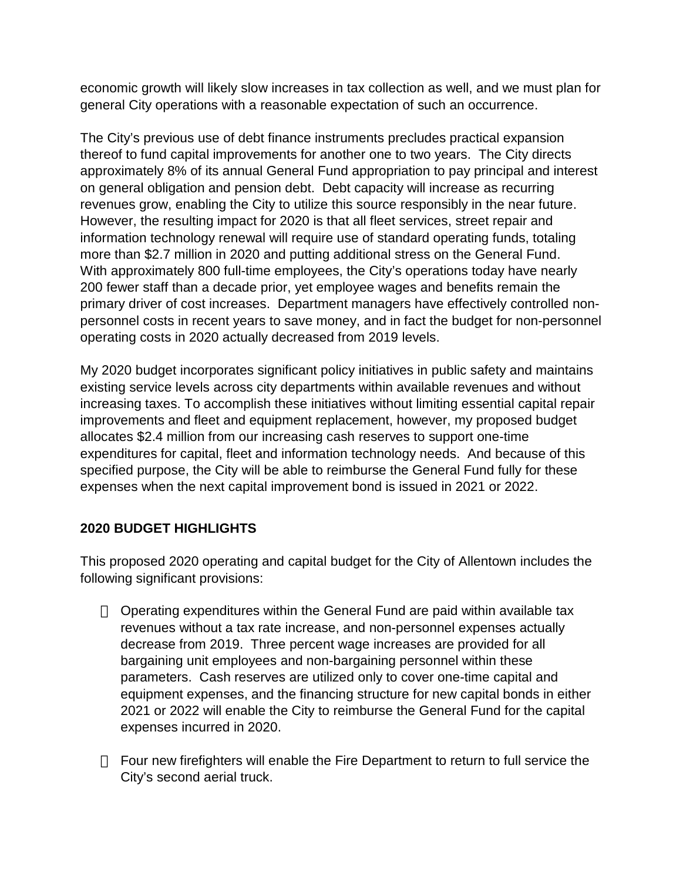economic growth will likely slow increases in tax collection as well, and we must plan for general City operations with a reasonable expectation of such an occurrence.

The City's previous use of debt finance instruments precludes practical expansion thereof to fund capital improvements for another one to two years. The City directs approximately 8% of its annual General Fund appropriation to pay principal and interest on general obligation and pension debt. Debt capacity will increase as recurring revenues grow, enabling the City to utilize this source responsibly in the near future. However, the resulting impact for 2020 is that all fleet services, street repair and information technology renewal will require use of standard operating funds, totaling more than $2.7 million in 2020 and putting additional stress on the General Fund. With approximately 800 full-time employees, the City's operations today have nearly 200 fewer staff than a decade prior, yet employee wages and benefits remain the primary driver of cost increases. Department managers have effectively controlled non-personnel costs in recent years to save money, and in fact the budget for non-personnel operating costs in 2020 actually decreased from 2019 levels.

My 2020 budget incorporates significant policy initiatives in public safety and maintains existing service levels across city departments within available revenues and without increasing taxes. To accomplish these initiatives without limiting essential capital repair improvements and fleet and equipment replacement, however, my proposed budget allocates $2.4 million from our increasing cash reserves to support one-time expenditures for capital, fleet and information technology needs. And because of this specified purpose, the City will be able to reimburse the General Fund fully for these expenses when the next capital improvement bond is issued in 2021 or 2022.

**2020 BUDGET HIGHLIGHTS**

This proposed 2020 operating and capital budget for the City of Allentown includes the following significant provisions:

- Operating expenditures within the General Fund are paid within available tax revenues without a tax rate increase, and non-personnel expenses actually decrease from 2019. Three percent wage increases are provided for all bargaining unit employees and non-bargaining personnel within these parameters. Cash reserves are utilized only to cover one-time capital and equipment expenses, and the financing structure for new capital bonds in either 2021 or 2022 will enable the City to reimburse the General Fund for the capital expenses incurred in 2020.

- Four new firefighters will enable the Fire Department to return to full service the City's second aerial truck.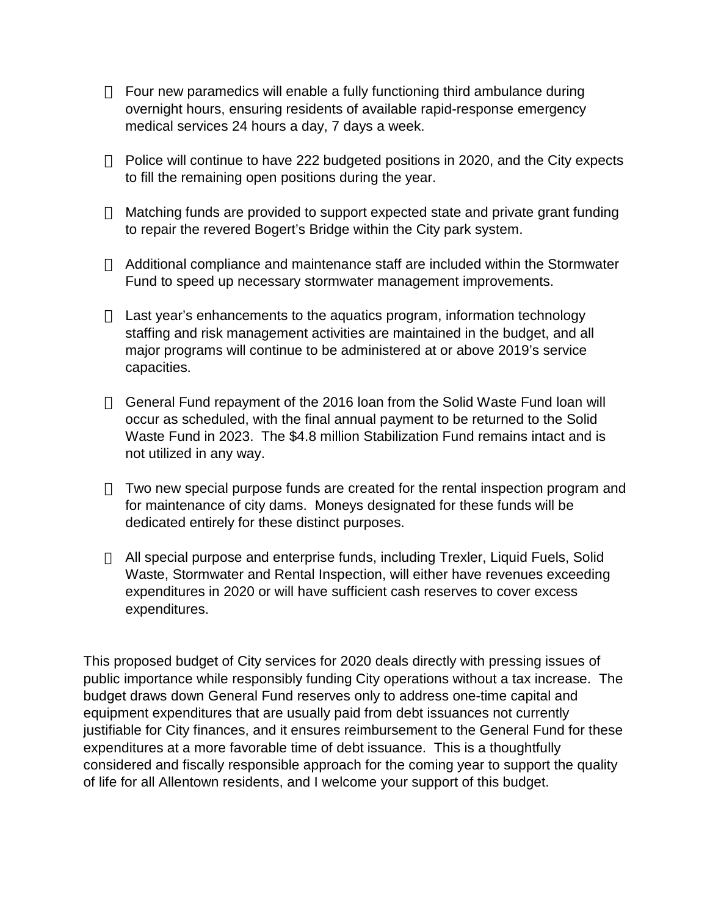- Four new paramedics will enable a fully functioning third ambulance during overnight hours, ensuring residents of available rapid-response emergency medical services 24 hours a day, 7 days a week.

- Police will continue to have 222 budgeted positions in 2020, and the City expects to fill the remaining open positions during the year.

- Matching funds are provided to support expected state and private grant funding to repair the revered Bogert's Bridge within the City park system.

- Additional compliance and maintenance staff are included within the Stormwater Fund to speed up necessary stormwater management improvements.

- Last year's enhancements to the aquatics program, information technology staffing and risk management activities are maintained in the budget, and all major programs will continue to be administered at or above 2019's service capacities.

- General Fund repayment of the 2016 loan from the Solid Waste Fund loan will occur as scheduled, with the final annual payment to be returned to the Solid Waste Fund in 2023. The $4.8 million Stabilization Fund remains intact and is not utilized in any way.

- Two new special purpose funds are created for the rental inspection program and for maintenance of city dams. Moneys designated for these funds will be dedicated entirely for these distinct purposes.

- All special purpose and enterprise funds, including Trexler, Liquid Fuels, Solid Waste, Stormwater and Rental Inspection, will either have revenues exceeding expenditures in 2020 or will have sufficient cash reserves to cover excess expenditures.

This proposed budget of City services for 2020 deals directly with pressing issues of public importance while responsibly funding City operations without a tax increase. The budget draws down General Fund reserves only to address one-time capital and equipment expenditures that are usually paid from debt issuances not currently justifiable for City finances, and it ensures reimbursement to the General Fund for these expenditures at a more favorable time of debt issuance. This is a thoughtfully considered and fiscally responsible approach for the coming year to support the quality of life for all Allentown residents, and I welcome your support of this budget.